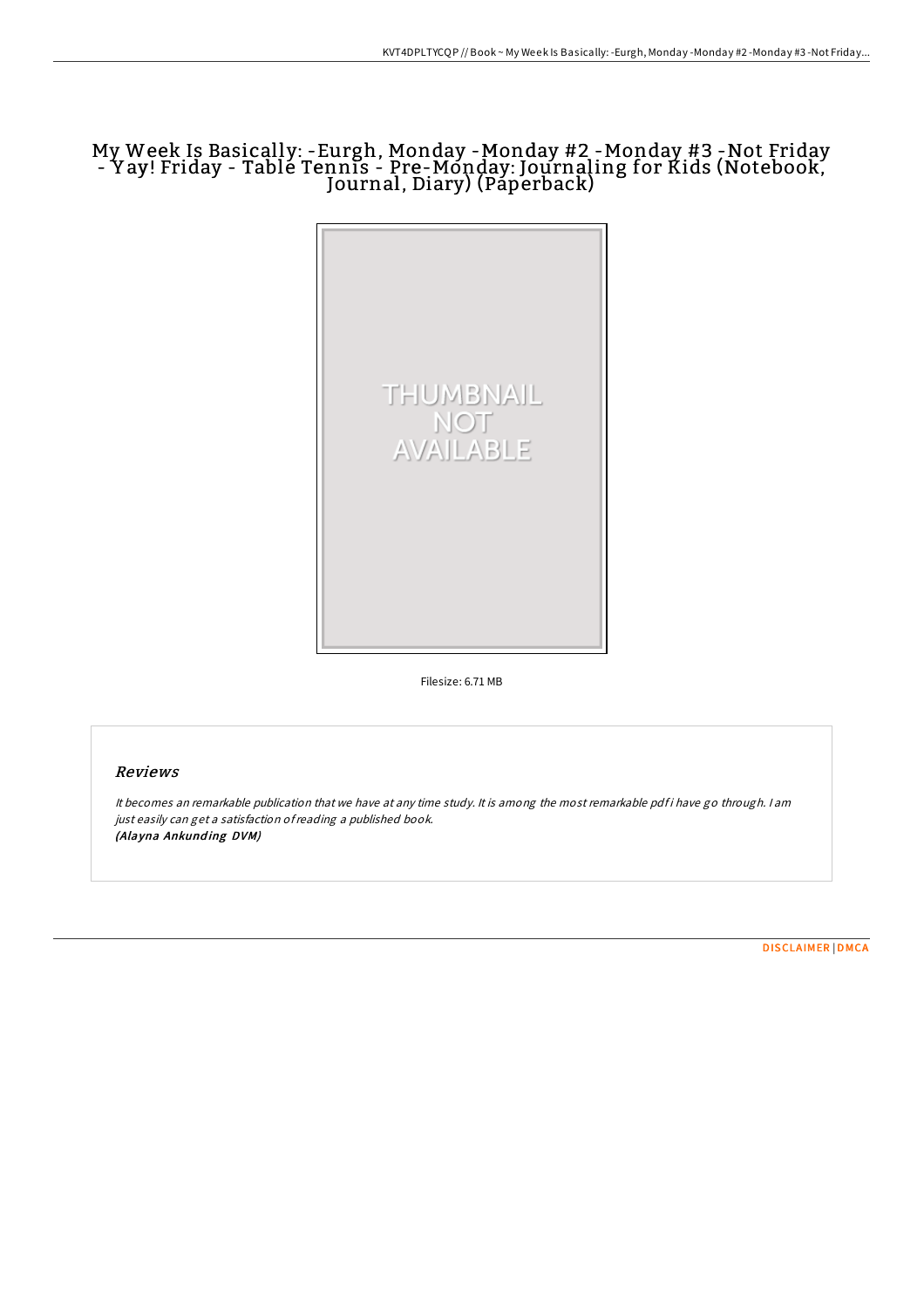# My Week Is Basically: -Eurgh, Monday -Monday #2 -Monday #3 -Not Friday - Yay! Friday - Table Tennis - Pre-Monday: Journaling for Kids (Notebook, Journal, Diary) (Paperback)

Filesize: 6.71 MB

## Reviews

*It becomes an remarkable publication that we have at any time study. It is among the most remarkable pdf i have go through. I am just easily can get a satisfaction of reading a published book.*
***(Alayna Ankunding DVM)***

DISCLAIMER | DMCA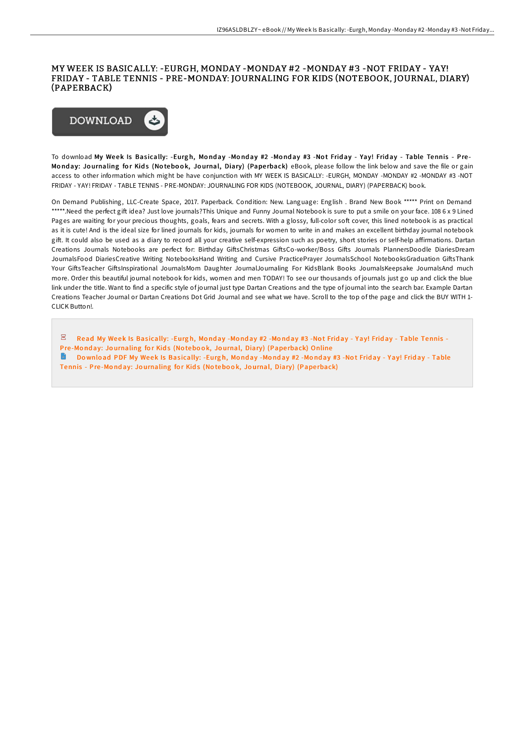# MY WEEK IS BASICALLY: -EURGH, MONDAY -MONDAY #2 -MONDAY #3 -NOT FRIDAY - YAY! FRIDAY - TABLE TENNIS - PRE-MONDAY: JOURNALING FOR KIDS (NOTEBOOK, JOURNAL, DIARY) (PAPERBACK)

DOWNLOAD

To download **My Week Is Basically: -Eurgh, Monday -Monday #2 -Monday #3 -Not Friday - Yay! Friday - Table Tennis - Pre-Monday: Journaling for Kids (Notebook, Journal, Diary) (Paperback)** eBook, please follow the link below and save the file or gain access to other information which might be have conjunction with MY WEEK IS BASICALLY: -EURGH, MONDAY -MONDAY #2 -MONDAY #3 -NOT FRIDAY - YAY! FRIDAY - TABLE TENNIS - PRE-MONDAY: JOURNALING FOR KIDS (NOTEBOOK, JOURNAL, DIARY) (PAPERBACK) book.

On Demand Publishing, LLC-Create Space, 2017. Paperback. Condition: New. Language: English . Brand New Book ***** Print on Demand *****.Need the perfect gift idea? Just love journals?This Unique and Funny Journal Notebook is sure to put a smile on your face. 108 6 x 9 Lined Pages are waiting for your precious thoughts, goals, fears and secrets. With a glossy, full-color soft cover, this lined notebook is as practical as it is cute! And is the ideal size for lined journals for kids, journals for women to write in and makes an excellent birthday journal notebook gift. It could also be used as a diary to record all your creative self-expression such as poetry, short stories or self-help affirmations. Dartan Creations Journals Notebooks are perfect for: Birthday GiftsChristmas GiftsCo-worker/Boss Gifts Journals PlannersDoodle DiariesDream JournalsFood DiariesCreative Writing NotebooksHand Writing and Cursive PracticePrayer JournalsSchool NotebooksGraduation GiftsThank Your GiftsTeacher GiftsInspirational JournalsMom Daughter JournalJournaling For KidsBlank Books JournalsKeepsake JournalsAnd much more. Order this beautiful journal notebook for kids, women and men TODAY! To see our thousands of journals just go up and click the blue link under the title. Want to find a specific style of journal just type Dartan Creations and the type of journal into the search bar. Example Dartan Creations Teacher Journal or Dartan Creations Dot Grid Journal and see what we have. Scroll to the top of the page and click the BUY WITH 1-CLICK Button!.

Read My Week Is Basically: -Eurgh, Monday -Monday #2 -Monday #3 -Not Friday - Yay! Friday - Table Tennis - Pre-Monday: Journaling for Kids (Notebook, Journal, Diary) (Paperback) Online

Download PDF My Week Is Basically: -Eurgh, Monday -Monday #2 -Monday #3 -Not Friday - Yay! Friday - Table Tennis - Pre-Monday: Journaling for Kids (Notebook, Journal, Diary) (Paperback)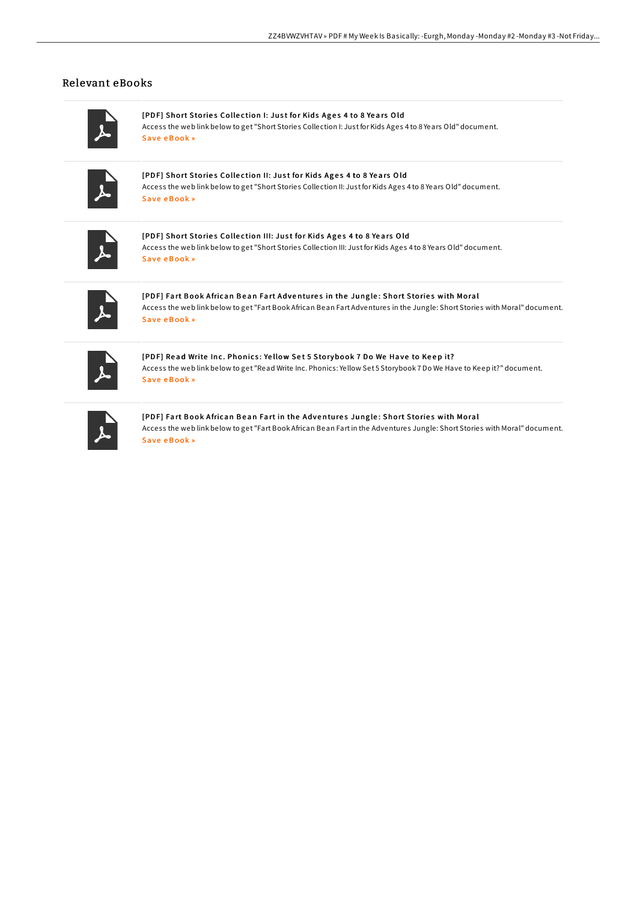## Relevant eBooks

**[PDF] Short Stories Collection I: Just for Kids Ages 4 to 8 Years Old**
Access the web link below to get "Short Stories Collection I: Just for Kids Ages 4 to 8 Years Old" document.
Save eBook »

**[PDF] Short Stories Collection II: Just for Kids Ages 4 to 8 Years Old**
Access the web link below to get "Short Stories Collection II: Just for Kids Ages 4 to 8 Years Old" document.
Save eBook »

**[PDF] Short Stories Collection III: Just for Kids Ages 4 to 8 Years Old**
Access the web link below to get "Short Stories Collection III: Just for Kids Ages 4 to 8 Years Old" document.
Save eBook »

**[PDF] Fart Book African Bean Fart Adventures in the Jungle: Short Stories with Moral**
Access the web link below to get "Fart Book African Bean Fart Adventures in the Jungle: Short Stories with Moral" document.
Save eBook »

**[PDF] Read Write Inc. Phonics: Yellow Set 5 Storybook 7 Do We Have to Keep it?**
Access the web link below to get "Read Write Inc. Phonics: Yellow Set 5 Storybook 7 Do We Have to Keep it?" document.
Save eBook »

**[PDF] Fart Book African Bean Fart in the Adventures Jungle: Short Stories with Moral**
Access the web link below to get "Fart Book African Bean Fart in the Adventures Jungle: Short Stories with Moral" document.
Save eBook »